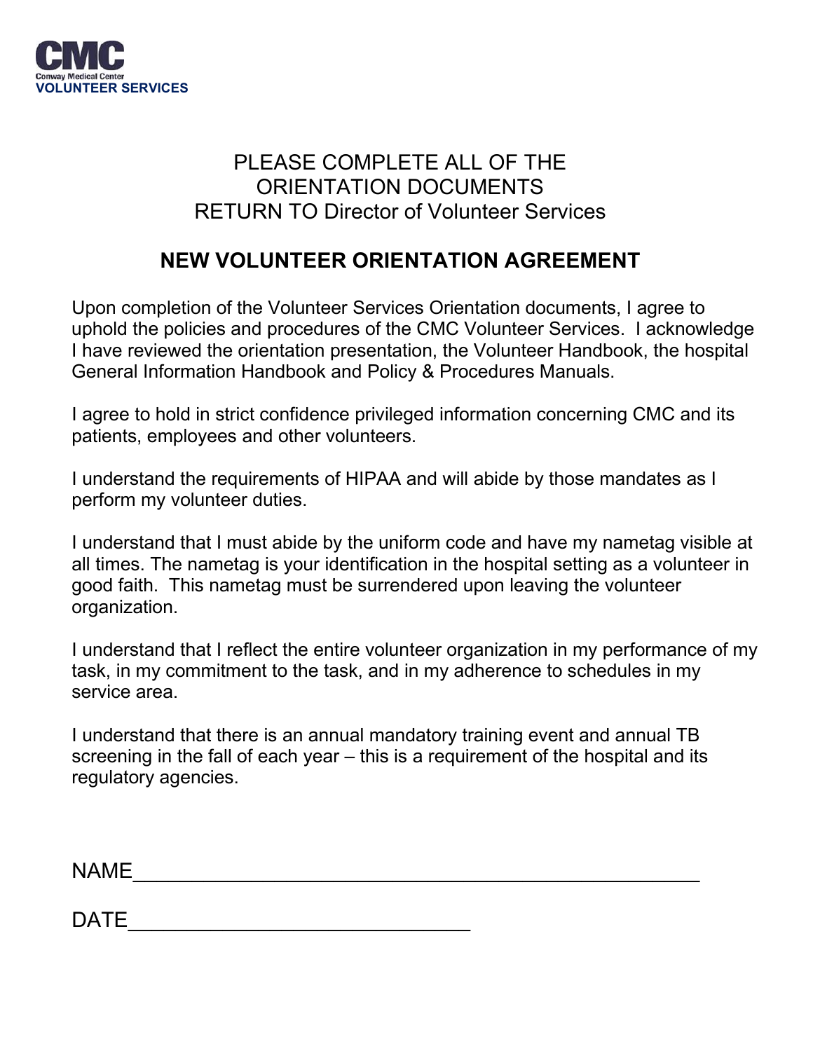**CMC**
Conway Medical Center
**VOLUNTEER SERVICES**

PLEASE COMPLETE ALL OF THE
ORIENTATION DOCUMENTS
RETURN TO Director of Volunteer Services

## NEW VOLUNTEER ORIENTATION AGREEMENT

Upon completion of the Volunteer Services Orientation documents, I agree to uphold the policies and procedures of the CMC Volunteer Services. I acknowledge I have reviewed the orientation presentation, the Volunteer Handbook, the hospital General Information Handbook and Policy & Procedures Manuals.

I agree to hold in strict confidence privileged information concerning CMC and its patients, employees and other volunteers.

I understand the requirements of HIPAA and will abide by those mandates as I perform my volunteer duties.

I understand that I must abide by the uniform code and have my nametag visible at all times. The nametag is your identification in the hospital setting as a volunteer in good faith. This nametag must be surrendered upon leaving the volunteer organization.

I understand that I reflect the entire volunteer organization in my performance of my task, in my commitment to the task, and in my adherence to schedules in my service area.

I understand that there is an annual mandatory training event and annual TB screening in the fall of each year – this is a requirement of the hospital and its regulatory agencies.

NAME_______________________________________________

DATE______________________________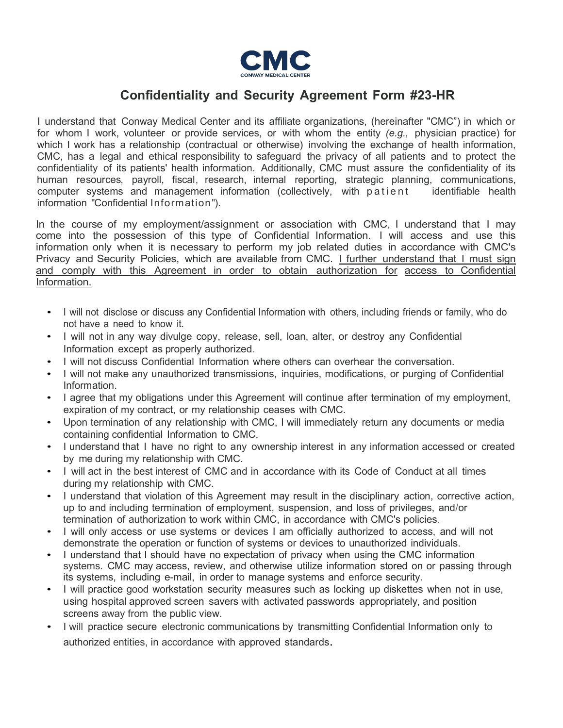CMC

CONWAY MEDICAL CENTER

# Confidentiality and Security Agreement Form #23-HR

I understand that Conway Medical Center and its affiliate organizations, (hereinafter "CMC") in which or for whom I work, volunteer or provide services, or with whom the entity *(e.g.,* physician practice) for which I work has a relationship (contractual or otherwise) involving the exchange of health information, CMC, has a legal and ethical responsibility to safeguard the privacy of all patients and to protect the confidentiality of its patients' health information. Additionally, CMC must assure the confidentiality of its human resources, payroll, fiscal, research, internal reporting, strategic planning, communications, computer systems and management information (collectively, with patient identifiable health information "Confidential Information").

In the course of my employment/assignment or association with CMC, I understand that I may come into the possession of this type of Confidential Information. I will access and use this information only when it is necessary to perform my job related duties in accordance with CMC's Privacy and Security Policies, which are available from CMC. <u>I further understand that I must sign and comply with this Agreement in order to obtain authorization for access to Confidential Information.</u>

- I will not disclose or discuss any Confidential Information with others, including friends or family, who do not have a need to know it.
- I will not in any way divulge copy, release, sell, loan, alter, or destroy any Confidential Information except as properly authorized.
- I will not discuss Confidential Information where others can overhear the conversation.
- I will not make any unauthorized transmissions, inquiries, modifications, or purging of Confidential Information.
- I agree that my obligations under this Agreement will continue after termination of my employment, expiration of my contract, or my relationship ceases with CMC.
- Upon termination of any relationship with CMC, I will immediately return any documents or media containing confidential Information to CMC.
- I understand that I have no right to any ownership interest in any information accessed or created by me during my relationship with CMC.
- I will act in the best interest of CMC and in accordance with its Code of Conduct at all times during my relationship with CMC.
- I understand that violation of this Agreement may result in the disciplinary action, corrective action, up to and including termination of employment, suspension, and loss of privileges, and/or termination of authorization to work within CMC, in accordance with CMC's policies.
- I will only access or use systems or devices I am officially authorized to access, and will not demonstrate the operation or function of systems or devices to unauthorized individuals.
- I understand that I should have no expectation of privacy when using the CMC information systems. CMC may access, review, and otherwise utilize information stored on or passing through its systems, including e-mail, in order to manage systems and enforce security.
- I will practice good workstation security measures such as locking up diskettes when not in use, using hospital approved screen savers with activated passwords appropriately, and position screens away from the public view.
- I will practice secure electronic communications by transmitting Confidential Information only to authorized entities, in accordance with approved standards.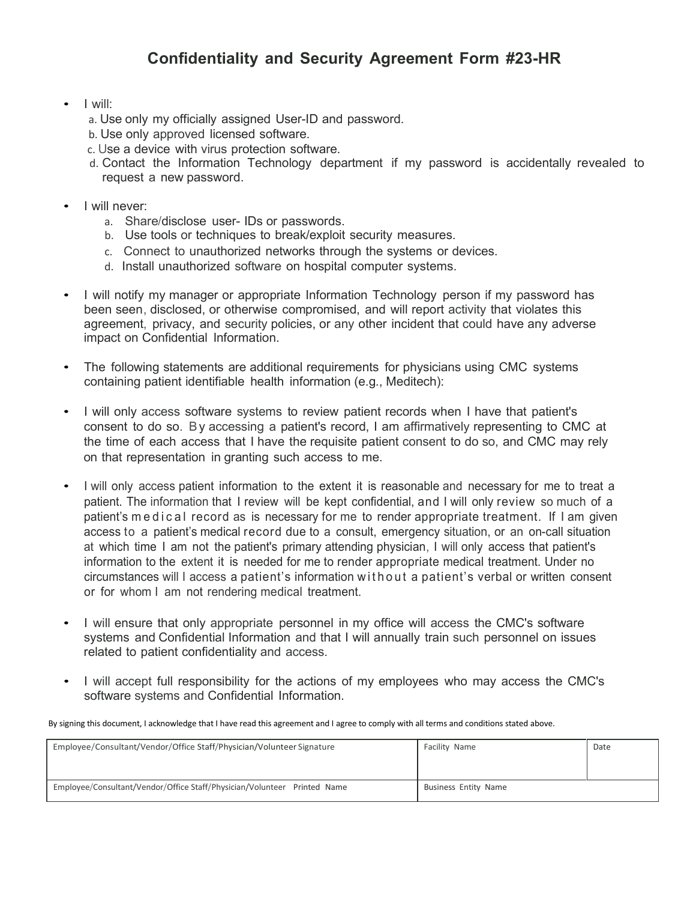# Confidentiality and Security Agreement Form #23-HR

- I will:
  - a. Use only my officially assigned User-ID and password.
  - b. Use only approved licensed software.
  - c. Use a device with virus protection software.
  - d. Contact the Information Technology department if my password is accidentally revealed to request a new password.

- I will never:
  - a. Share/disclose user- IDs or passwords.
  - b. Use tools or techniques to break/exploit security measures.
  - c. Connect to unauthorized networks through the systems or devices.
  - d. Install unauthorized software on hospital computer systems.

- I will notify my manager or appropriate Information Technology person if my password has been seen, disclosed, or otherwise compromised, and will report activity that violates this agreement, privacy, and security policies, or any other incident that could have any adverse impact on Confidential Information.

- The following statements are additional requirements for physicians using CMC systems containing patient identifiable health information (e.g., Meditech):

- I will only access software systems to review patient records when I have that patient's consent to do so. By accessing a patient's record, I am affirmatively representing to CMC at the time of each access that I have the requisite patient consent to do so, and CMC may rely on that representation in granting such access to me.

- I will only access patient information to the extent it is reasonable and necessary for me to treat a patient. The information that I review will be kept confidential, and I will only review so much of a patient's medical record as is necessary for me to render appropriate treatment. If I am given access to a patient's medical record due to a consult, emergency situation, or an on-call situation at which time I am not the patient's primary attending physician, I will only access that patient's information to the extent it is needed for me to render appropriate medical treatment. Under no circumstances will I access a patient's information without a patient's verbal or written consent or for whom I am not rendering medical treatment.

- I will ensure that only appropriate personnel in my office will access the CMC's software systems and Confidential Information and that I will annually train such personnel on issues related to patient confidentiality and access.

- I will accept full responsibility for the actions of my employees who may access the CMC's software systems and Confidential Information.

By signing this document, I acknowledge that I have read this agreement and I agree to comply with all terms and conditions stated above.

| | | |
|---|---|---|
| Employee/Consultant/Vendor/Office Staff/Physician/Volunteer Signature | Facility Name | Date |
| Employee/Consultant/Vendor/Office Staff/Physician/Volunteer Printed Name | Business Entity Name | |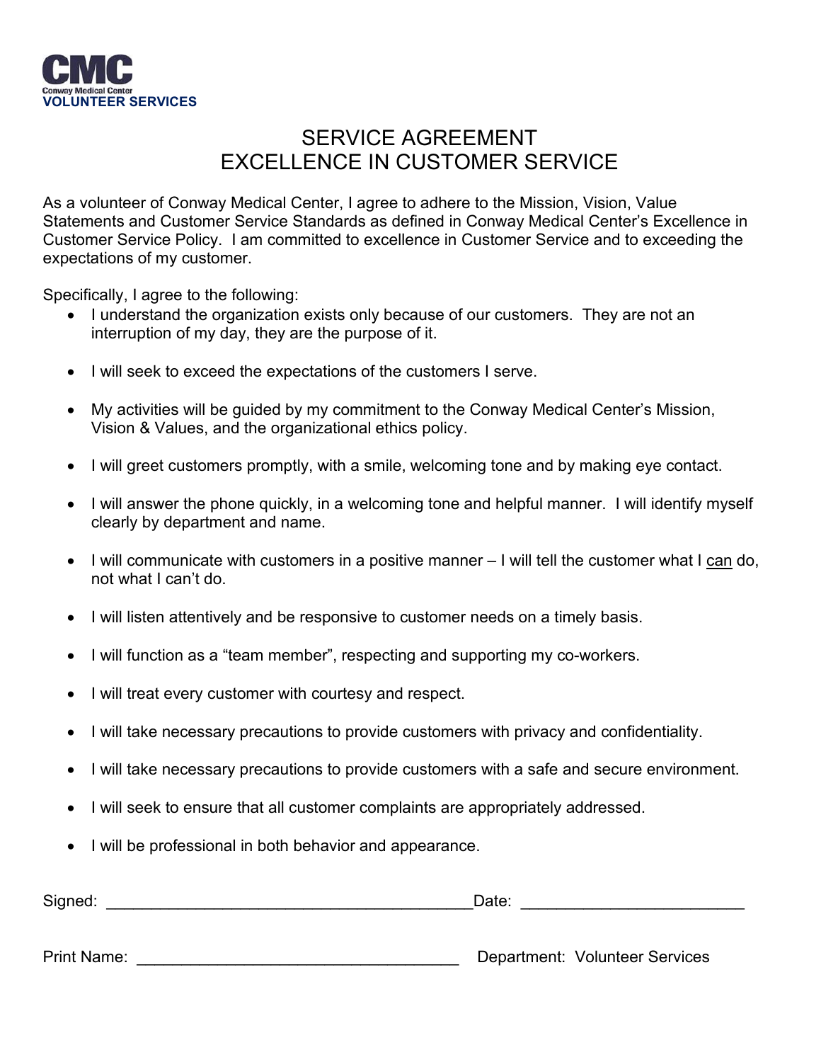**CMC**
Conway Medical Center
**VOLUNTEER SERVICES**

# SERVICE AGREEMENT
# EXCELLENCE IN CUSTOMER SERVICE

As a volunteer of Conway Medical Center, I agree to adhere to the Mission, Vision, Value Statements and Customer Service Standards as defined in Conway Medical Center's Excellence in Customer Service Policy. I am committed to excellence in Customer Service and to exceeding the expectations of my customer.

Specifically, I agree to the following:

- I understand the organization exists only because of our customers. They are not an interruption of my day, they are the purpose of it.
- I will seek to exceed the expectations of the customers I serve.
- My activities will be guided by my commitment to the Conway Medical Center's Mission, Vision & Values, and the organizational ethics policy.
- I will greet customers promptly, with a smile, welcoming tone and by making eye contact.
- I will answer the phone quickly, in a welcoming tone and helpful manner. I will identify myself clearly by department and name.
- I will communicate with customers in a positive manner – I will tell the customer what I <u>can</u> do, not what I can't do.
- I will listen attentively and be responsive to customer needs on a timely basis.
- I will function as a "team member", respecting and supporting my co-workers.
- I will treat every customer with courtesy and respect.
- I will take necessary precautions to provide customers with privacy and confidentiality.
- I will take necessary precautions to provide customers with a safe and secure environment.
- I will seek to ensure that all customer complaints are appropriately addressed.
- I will be professional in both behavior and appearance.

Signed: ___________________________________________ Date: __________________________

Print Name: ______________________________________ Department: Volunteer Services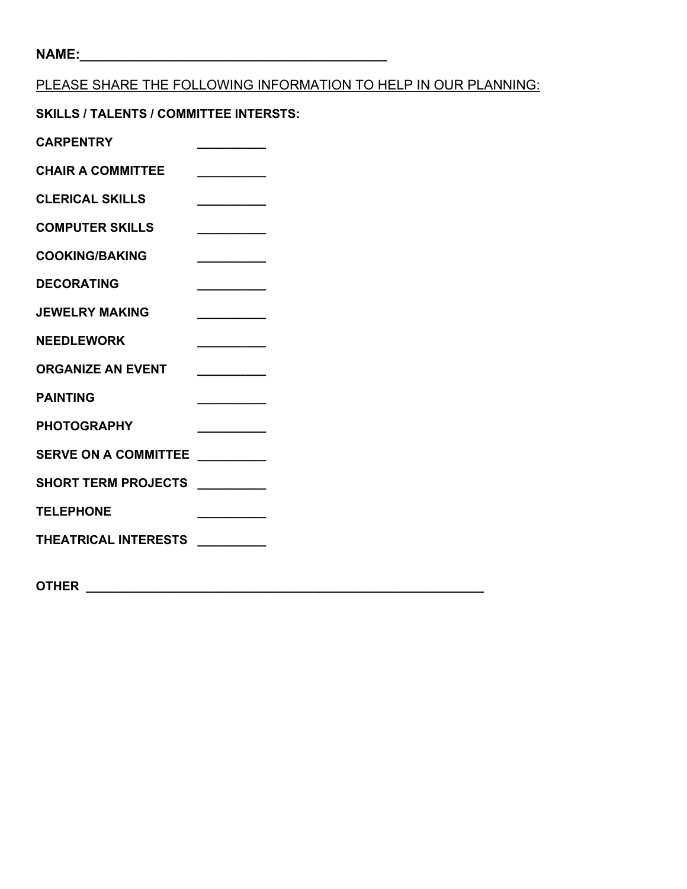**NAME:**\_\_\_\_\_\_\_\_\_\_\_\_\_\_\_\_\_\_\_\_\_\_\_\_\_\_\_\_\_\_\_\_\_\_\_\_\_\_\_\_

PLEASE SHARE THE FOLLOWING INFORMATION TO HELP IN OUR PLANNING:

**SKILLS / TALENTS / COMMITTEE INTERSTS:**

| | |
|---|---|
| **CARPENTRY** | \_\_\_\_\_\_\_\_\_\_ |
| **CHAIR A COMMITTEE** | \_\_\_\_\_\_\_\_\_\_ |
| **CLERICAL SKILLS** | \_\_\_\_\_\_\_\_\_\_ |
| **COMPUTER SKILLS** | \_\_\_\_\_\_\_\_\_\_ |
| **COOKING/BAKING** | \_\_\_\_\_\_\_\_\_\_ |
| **DECORATING** | \_\_\_\_\_\_\_\_\_\_ |
| **JEWELRY MAKING** | \_\_\_\_\_\_\_\_\_\_ |
| **NEEDLEWORK** | \_\_\_\_\_\_\_\_\_\_ |
| **ORGANIZE AN EVENT** | \_\_\_\_\_\_\_\_\_\_ |
| **PAINTING** | \_\_\_\_\_\_\_\_\_\_ |
| **PHOTOGRAPHY** | \_\_\_\_\_\_\_\_\_\_ |
| **SERVE ON A COMMITTEE** | \_\_\_\_\_\_\_\_\_\_ |
| **SHORT TERM PROJECTS** | \_\_\_\_\_\_\_\_\_\_ |
| **TELEPHONE** | \_\_\_\_\_\_\_\_\_\_ |
| **THEATRICAL INTERESTS** | \_\_\_\_\_\_\_\_\_\_ |

**OTHER** \_\_\_\_\_\_\_\_\_\_\_\_\_\_\_\_\_\_\_\_\_\_\_\_\_\_\_\_\_\_\_\_\_\_\_\_\_\_\_\_\_\_\_\_\_\_\_\_\_\_\_\_\_\_\_\_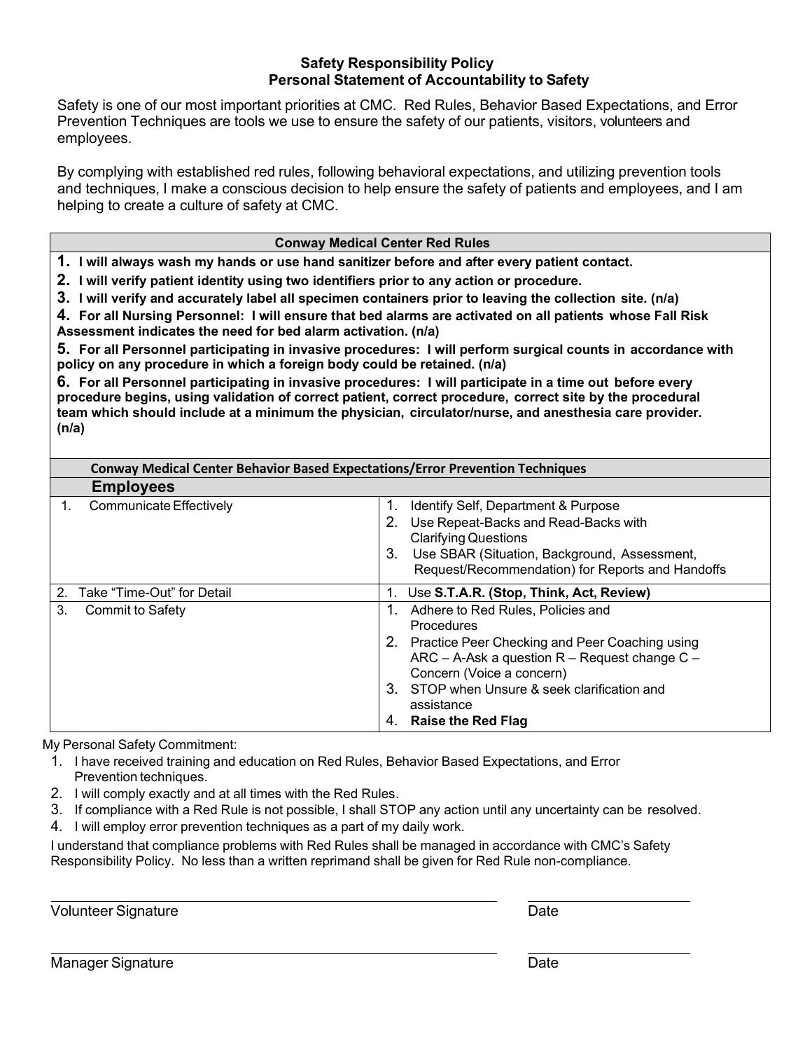## Safety Responsibility Policy
## Personal Statement of Accountability to Safety

Safety is one of our most important priorities at CMC. Red Rules, Behavior Based Expectations, and Error Prevention Techniques are tools we use to ensure the safety of our patients, visitors, volunteers and employees.

By complying with established red rules, following behavioral expectations, and utilizing prevention tools and techniques, I make a conscious decision to help ensure the safety of patients and employees, and I am helping to create a culture of safety at CMC.

| Conway Medical Center Red Rules |
|---|
| **1. I will always wash my hands or use hand sanitizer before and after every patient contact.** |
| **2. I will verify patient identity using two identifiers prior to any action or procedure.** |
| **3. I will verify and accurately label all specimen containers prior to leaving the collection site. (n/a)** |
| **4. For all Nursing Personnel: I will ensure that bed alarms are activated on all patients whose Fall Risk Assessment indicates the need for bed alarm activation. (n/a)** |
| **5. For all Personnel participating in invasive procedures: I will perform surgical counts in accordance with policy on any procedure in which a foreign body could be retained. (n/a)** |
| **6. For all Personnel participating in invasive procedures: I will participate in a time out before every procedure begins, using validation of correct patient, correct procedure, correct site by the procedural team which should include at a minimum the physician, circulator/nurse, and anesthesia care provider. (n/a)** |

| Conway Medical Center Behavior Based Expectations/Error Prevention Techniques | |
|---|---|
| **Employees** | |
| 1. Communicate Effectively | 1. Identify Self, Department & Purpose<br>2. Use Repeat-Backs and Read-Backs with Clarifying Questions<br>3. Use SBAR (Situation, Background, Assessment, Request/Recommendation) for Reports and Handoffs |
| 2. Take "Time-Out" for Detail | 1. Use **S.T.A.R. (Stop, Think, Act, Review)** |
| 3. Commit to Safety | 1. Adhere to Red Rules, Policies and Procedures<br>2. Practice Peer Checking and Peer Coaching using ARC – A-Ask a question R – Request change C – Concern (Voice a concern)<br>3. STOP when Unsure & seek clarification and assistance<br>4. **Raise the Red Flag** |

My Personal Safety Commitment:

1. I have received training and education on Red Rules, Behavior Based Expectations, and Error Prevention techniques.
2. I will comply exactly and at all times with the Red Rules.
3. If compliance with a Red Rule is not possible, I shall STOP any action until any uncertainty can be resolved.
4. I will employ error prevention techniques as a part of my daily work.

I understand that compliance problems with Red Rules shall be managed in accordance with CMC's Safety Responsibility Policy. No less than a written reprimand shall be given for Red Rule non-compliance.

\_\_\_\_\_\_\_\_\_\_\_\_\_\_\_\_\_\_\_\_\_\_\_\_\_\_\_\_\_\_\_\_\_\_\_\_\_\_ \_\_\_\_\_\_\_\_\_\_\_\_\_\_\_\_\_\_

Volunteer Signature Date

\_\_\_\_\_\_\_\_\_\_\_\_\_\_\_\_\_\_\_\_\_\_\_\_\_\_\_\_\_\_\_\_\_\_\_\_\_\_ \_\_\_\_\_\_\_\_\_\_\_\_\_\_\_\_\_\_

Manager Signature Date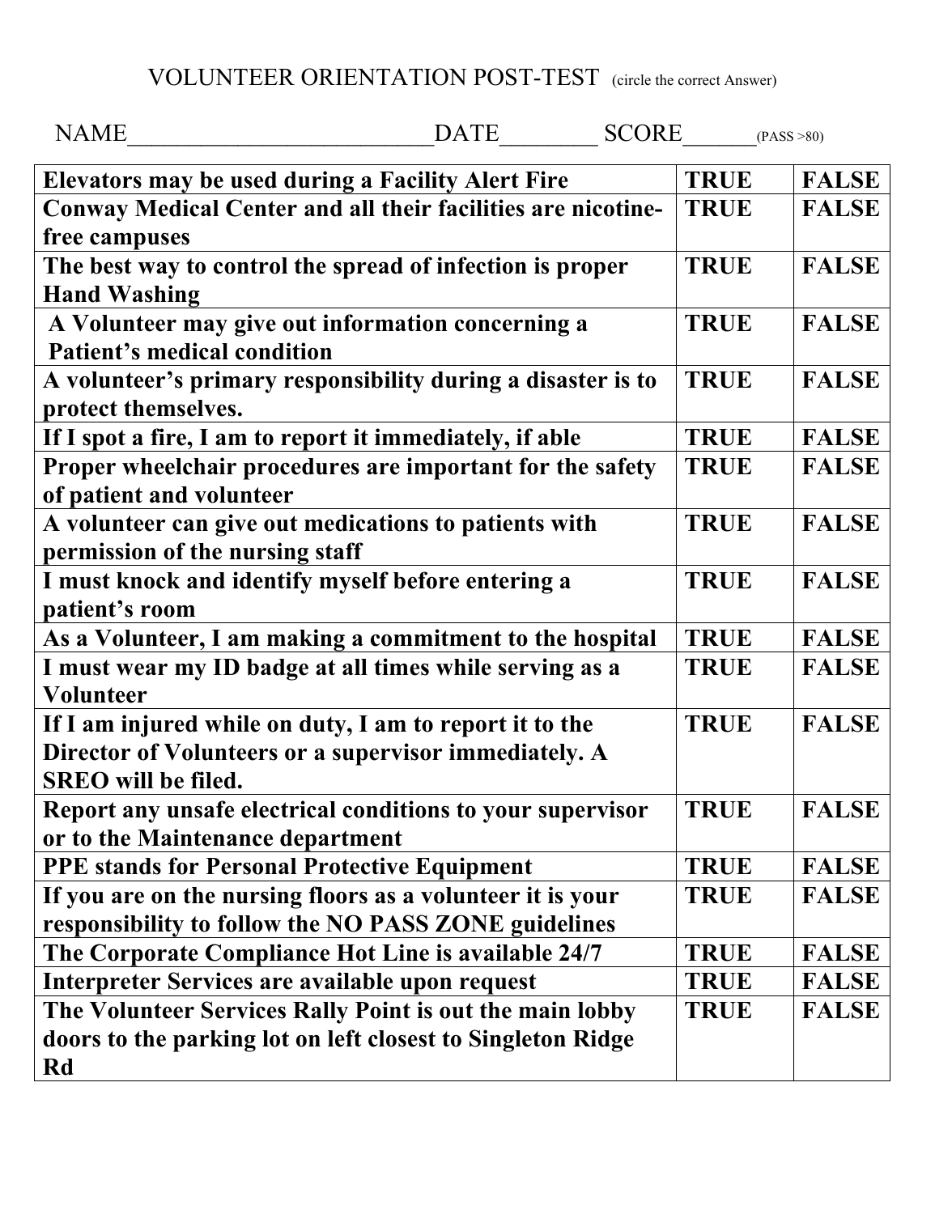VOLUNTEER ORIENTATION POST-TEST (circle the correct Answer)

NAME_________________________DATE________ SCORE______(PASS >80)

| | | |
|---|---|---|
| **Elevators may be used during a Facility Alert Fire** | **TRUE** | **FALSE** |
| **Conway Medical Center and all their facilities are nicotine-free campuses** | **TRUE** | **FALSE** |
| **The best way to control the spread of infection is proper Hand Washing** | **TRUE** | **FALSE** |
| **A Volunteer may give out information concerning a Patient's medical condition** | **TRUE** | **FALSE** |
| **A volunteer's primary responsibility during a disaster is to protect themselves.** | **TRUE** | **FALSE** |
| **If I spot a fire, I am to report it immediately, if able** | **TRUE** | **FALSE** |
| **Proper wheelchair procedures are important for the safety of patient and volunteer** | **TRUE** | **FALSE** |
| **A volunteer can give out medications to patients with permission of the nursing staff** | **TRUE** | **FALSE** |
| **I must knock and identify myself before entering a patient's room** | **TRUE** | **FALSE** |
| **As a Volunteer, I am making a commitment to the hospital** | **TRUE** | **FALSE** |
| **I must wear my ID badge at all times while serving as a Volunteer** | **TRUE** | **FALSE** |
| **If I am injured while on duty, I am to report it to the Director of Volunteers or a supervisor immediately. A SREO will be filed.** | **TRUE** | **FALSE** |
| **Report any unsafe electrical conditions to your supervisor or to the Maintenance department** | **TRUE** | **FALSE** |
| **PPE stands for Personal Protective Equipment** | **TRUE** | **FALSE** |
| **If you are on the nursing floors as a volunteer it is your responsibility to follow the NO PASS ZONE guidelines** | **TRUE** | **FALSE** |
| **The Corporate Compliance Hot Line is available 24/7** | **TRUE** | **FALSE** |
| **Interpreter Services are available upon request** | **TRUE** | **FALSE** |
| **The Volunteer Services Rally Point is out the main lobby doors to the parking lot on left closest to Singleton Ridge Rd** | **TRUE** | **FALSE** |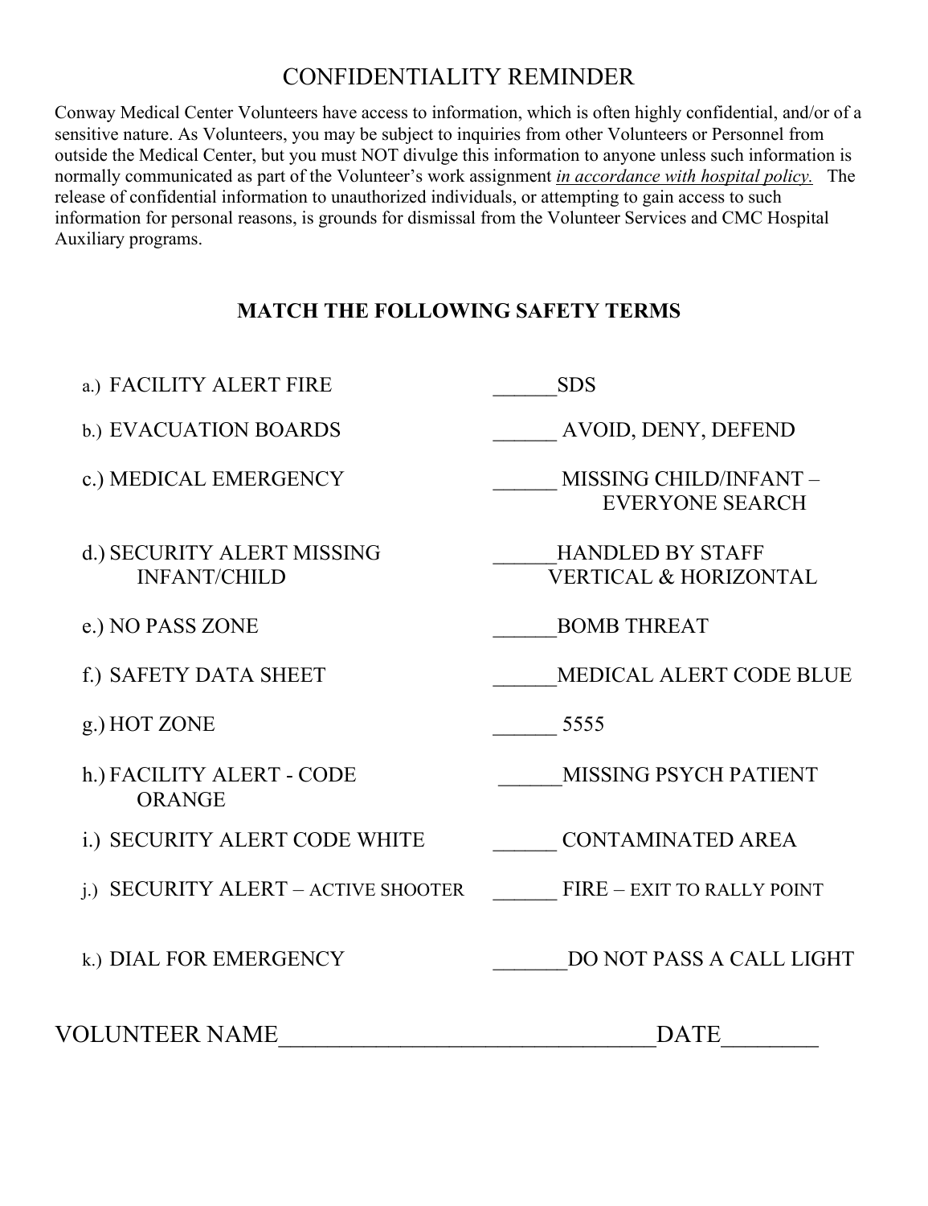# CONFIDENTIALITY REMINDER

Conway Medical Center Volunteers have access to information, which is often highly confidential, and/or of a sensitive nature. As Volunteers, you may be subject to inquiries from other Volunteers or Personnel from outside the Medical Center, but you must NOT divulge this information to anyone unless such information is normally communicated as part of the Volunteer's work assignment *in accordance with hospital policy.* The release of confidential information to unauthorized individuals, or attempting to gain access to such information for personal reasons, is grounds for dismissal from the Volunteer Services and CMC Hospital Auxiliary programs.

## MATCH THE FOLLOWING SAFETY TERMS

| | |
|---|---|
| a.) FACILITY ALERT FIRE | ______SDS |
| b.) EVACUATION BOARDS | ______ AVOID, DENY, DEFEND |
| c.) MEDICAL EMERGENCY | ______ MISSING CHILD/INFANT – EVERYONE SEARCH |
| d.) SECURITY ALERT MISSING INFANT/CHILD | ______HANDLED BY STAFF VERTICAL & HORIZONTAL |
| e.) NO PASS ZONE | ______BOMB THREAT |
| f.) SAFETY DATA SHEET | ______MEDICAL ALERT CODE BLUE |
| g.) HOT ZONE | ______ 5555 |
| h.) FACILITY ALERT - CODE ORANGE | ______MISSING PSYCH PATIENT |
| i.) SECURITY ALERT CODE WHITE | ______ CONTAMINATED AREA |
| j.) SECURITY ALERT – ACTIVE SHOOTER | ______ FIRE – EXIT TO RALLY POINT |
| k.) DIAL FOR EMERGENCY | _______DO NOT PASS A CALL LIGHT |

VOLUNTEER NAME________________________________DATE________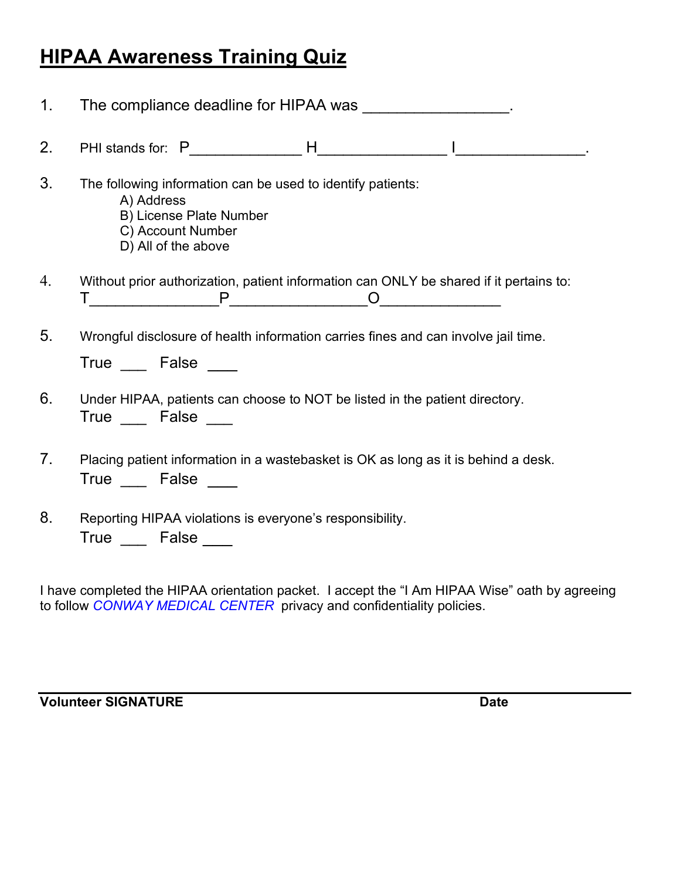# HIPAA Awareness Training Quiz

1. The compliance deadline for HIPAA was ________________.

2. PHI stands for: P_____________ H_______________ I_______________.

3. The following information can be used to identify patients:
   A) Address
   B) License Plate Number
   C) Account Number
   D) All of the above

4. Without prior authorization, patient information can ONLY be shared if it pertains to:
   T_______________P________________O______________

5. Wrongful disclosure of health information carries fines and can involve jail time.

   True ___ False ___

6. Under HIPAA, patients can choose to NOT be listed in the patient directory.
   True ___ False ___

7. Placing patient information in a wastebasket is OK as long as it is behind a desk.
   True ___ False ___

8. Reporting HIPAA violations is everyone's responsibility.
   True ___ False ___

I have completed the HIPAA orientation packet. I accept the "I Am HIPAA Wise" oath by agreeing to follow *CONWAY MEDICAL CENTER* privacy and confidentiality policies.

______________________________________________________________________________

**Volunteer SIGNATURE** **Date**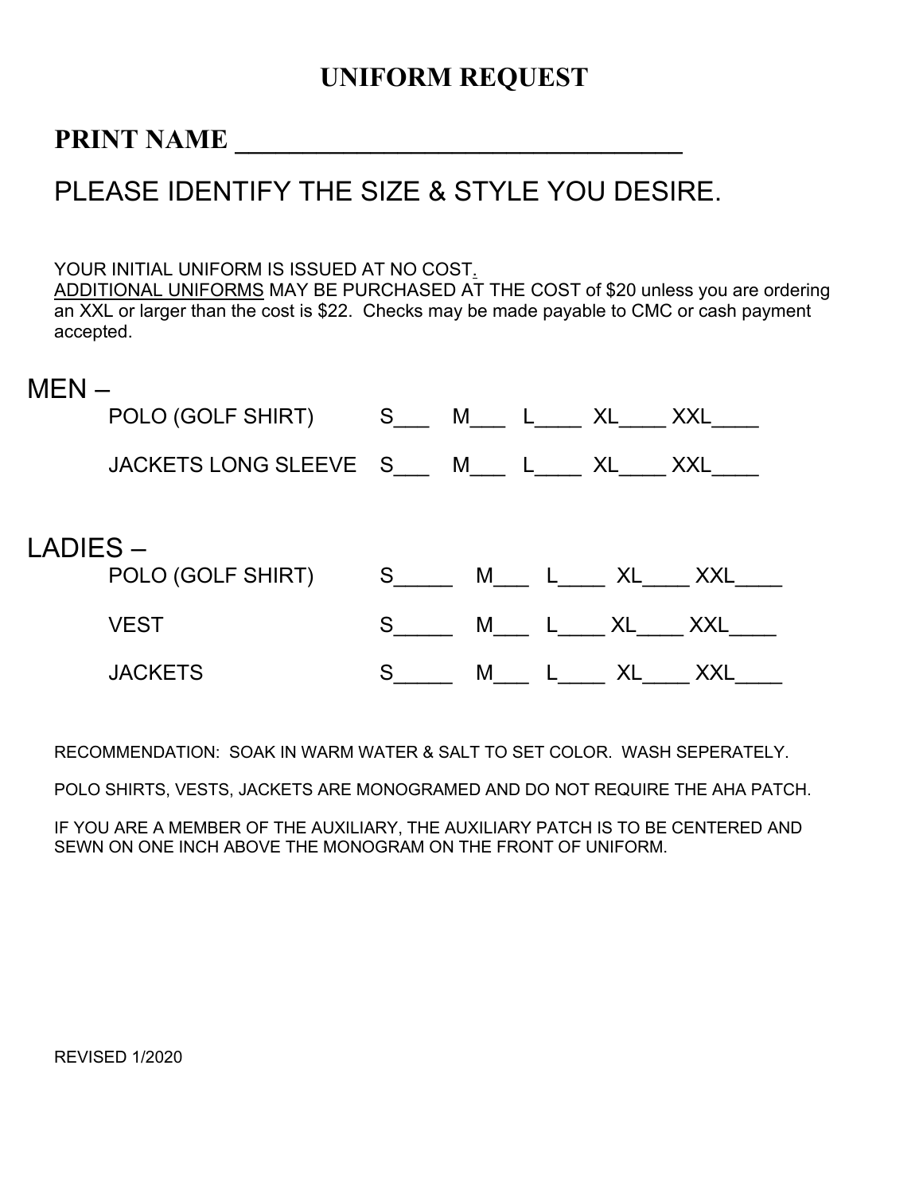# UNIFORM REQUEST

## PRINT NAME _______________________________

## PLEASE IDENTIFY THE SIZE & STYLE YOU DESIRE.

YOUR INITIAL UNIFORM IS ISSUED AT NO COST.
<u>ADDITIONAL UNIFORMS</u> MAY BE PURCHASED AT THE COST of $20 unless you are ordering an XXL or larger than the cost is $22. Checks may be made payable to CMC or cash payment accepted.

## MEN –

| | | | | | |
|---|---|---|---|---|---|
| POLO (GOLF SHIRT) | S___ | M___ | L____ | XL____ | XXL____ |
| JACKETS LONG SLEEVE | S___ | M___ | L____ | XL____ | XXL____ |

## LADIES –

| | | | | | |
|---|---|---|---|---|---|
| POLO (GOLF SHIRT) | S_____ | M___ | L____ | XL____ | XXL____ |
| VEST | S_____ | M___ | L____ | XL____ | XXL____ |
| JACKETS | S_____ | M___ | L____ | XL____ | XXL____ |

RECOMMENDATION: SOAK IN WARM WATER & SALT TO SET COLOR. WASH SEPERATELY.

POLO SHIRTS, VESTS, JACKETS ARE MONOGRAMED AND DO NOT REQUIRE THE AHA PATCH.

IF YOU ARE A MEMBER OF THE AUXILIARY, THE AUXILIARY PATCH IS TO BE CENTERED AND SEWN ON ONE INCH ABOVE THE MONOGRAM ON THE FRONT OF UNIFORM.

REVISED 1/2020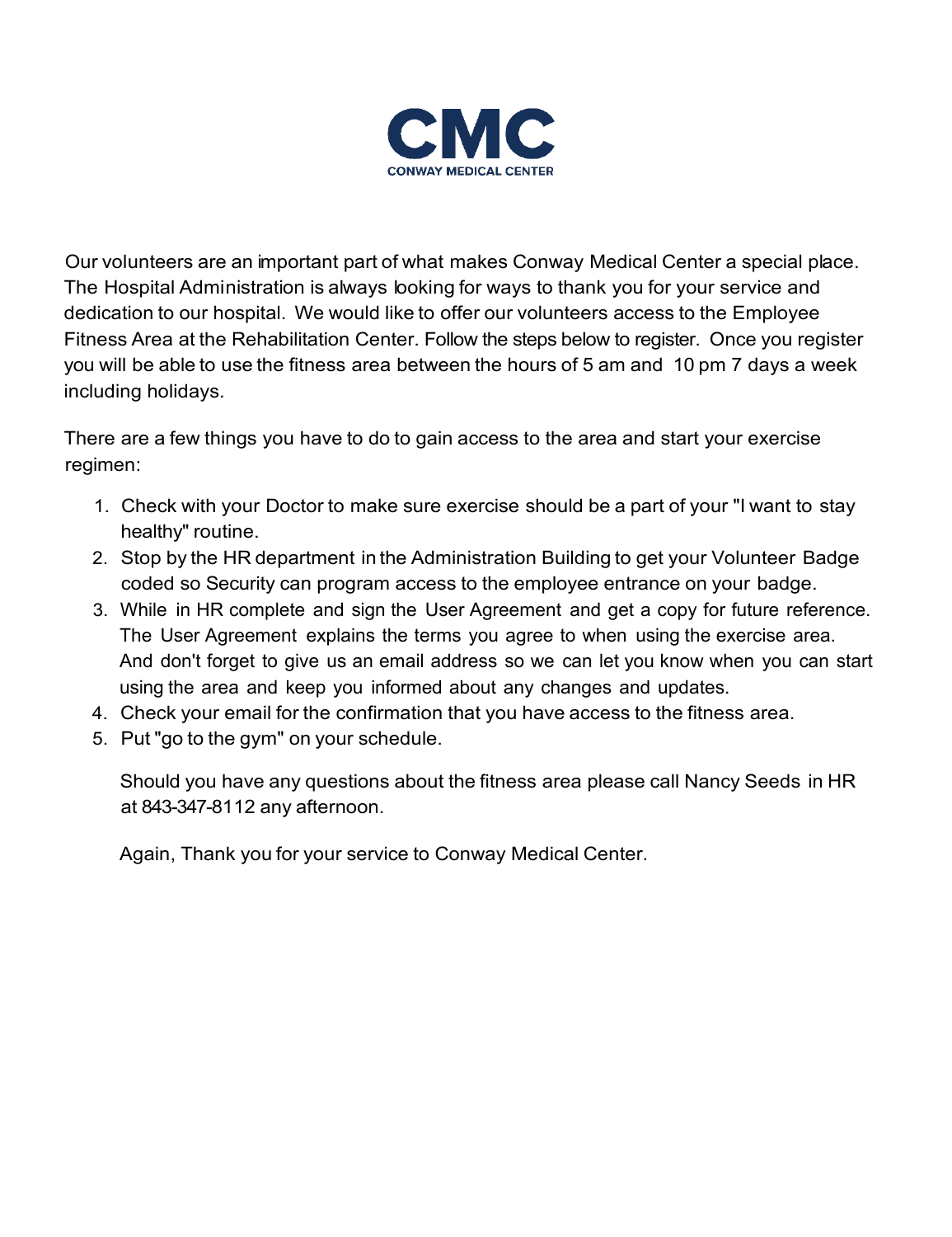**CMC**

CONWAY MEDICAL CENTER

Our volunteers are an important part of what makes Conway Medical Center a special place. The Hospital Administration is always looking for ways to thank you for your service and dedication to our hospital. We would like to offer our volunteers access to the Employee Fitness Area at the Rehabilitation Center. Follow the steps below to register. Once you register you will be able to use the fitness area between the hours of 5 am and 10 pm 7 days a week including holidays.

There are a few things you have to do to gain access to the area and start your exercise regimen:

1. Check with your Doctor to make sure exercise should be a part of your "I want to stay healthy" routine.
2. Stop by the HR department in the Administration Building to get your Volunteer Badge coded so Security can program access to the employee entrance on your badge.
3. While in HR complete and sign the User Agreement and get a copy for future reference. The User Agreement explains the terms you agree to when using the exercise area. And don't forget to give us an email address so we can let you know when you can start using the area and keep you informed about any changes and updates.
4. Check your email for the confirmation that you have access to the fitness area.
5. Put "go to the gym" on your schedule.

Should you have any questions about the fitness area please call Nancy Seeds in HR at 843-347-8112 any afternoon.

Again, Thank you for your service to Conway Medical Center.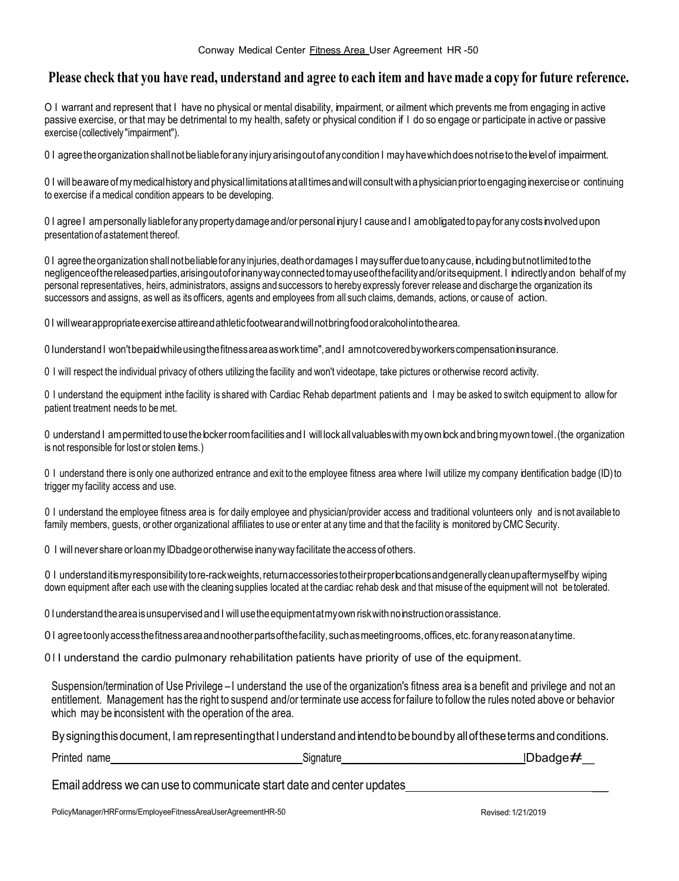Conway Medical Center Fitness Area User Agreement HR -50

## Please check that you have read, understand and agree to each item and have made a copy for future reference.

O I warrant and represent that I have no physical or mental disability, impairment, or ailment which prevents me from engaging in active passive exercise, or that may be detrimental to my health, safety or physical condition if I do so engage or participate in active or passive exercise (collectively "impairment").

0 I agree the organization shall not be liable for any injury arising out of any condition I may have which does not rise to the level of impairment.

0 I will be aware of my medical history and physical limitations at all times and will consult with a physician prior to engaging in exercise or continuing to exercise if a medical condition appears to be developing.

0 I agree I am personally liable for any property damage and/or personal injury I cause and I am obligated to pay for any costs involved upon presentation of a statement thereof.

0 I agree the organization shall not be liable for any injuries, death or damages I may suffer due to any cause, including but not limited to the negligence of the released parties, arising out of or in any way connected to may use of the facility and/or its equipment. I indirectly and on behalf of my personal representatives, heirs, administrators, assigns and successors to hereby expressly forever release and discharge the organization its successors and assigns, as well as its officers, agents and employees from all such claims, demands, actions, or cause of action.

0 I will wear appropriate exercise attire and athletic footwear and will not bring food or alcohol into the area.

0 I understand I won't be paid while using the fitness area as work time", and I am not covered by workers compensation insurance.

0 I will respect the individual privacy of others utilizing the facility and won't videotape, take pictures or otherwise record activity.

0 I understand the equipment inthe facility is shared with Cardiac Rehab department patients and I may be asked to switch equipment to allow for patient treatment needs to be met.

0 understand I am permitted to use the locker room facilities and I will lock all valuables with my own lock and bring my own towel. (the organization is not responsible for lost or stolen items.)

0 I understand there is only one authorized entrance and exit to the employee fitness area where I will utilize my company identification badge (ID) to trigger my facility access and use.

0 I understand the employee fitness area is for daily employee and physician/provider access and traditional volunteers only and is not available to family members, guests, or other organizational affiliates to use or enter at any time and that the facility is monitored by CMC Security.

0 I will never share or loan my IDbadge or otherwise in any way facilitate the access of others.

0 I understand it is my responsibility to re-rack weights, return accessories to their proper locations and generally clean up after myself by wiping down equipment after each use with the cleaning supplies located at the cardiac rehab desk and that misuse of the equipment will not be tolerated.

0 I understand the area is unsupervised and I will use the equipment at my own risk with no instruction or assistance.

0 I agree to only access the fitness area and no other parts of the facility, such as meeting rooms, offices, etc. for any reason at any time.

0 I I understand the cardio pulmonary rehabilitation patients have priority of use of the equipment.

Suspension/termination of Use Privilege – I understand the use of the organization's fitness area is a benefit and privilege and not an entitlement. Management has the right to suspend and/or terminate use access for failure to follow the rules noted above or behavior which may be inconsistent with the operation of the area.

By signing this document, I am representing that I understand and intend to be bound by all of these terms and conditions.

Printed name______________________ Signature______________________ IDbadge#__

Email address we can use to communicate start date and center updates______________________

PolicyManager/HRForms/EmployeeFitnessAreaUserAgreementHR-50 Revised: 1/21/2019